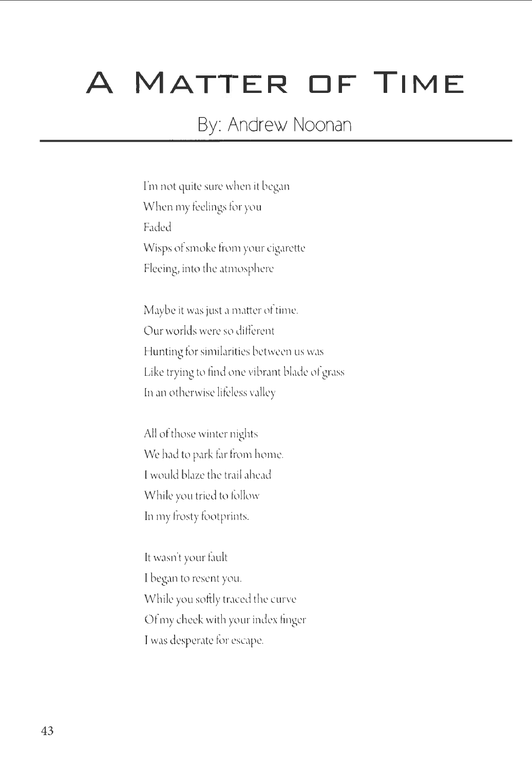# A Matter of Time

## By: Andrew Noonan

I'm not quite sure when it began  
When my feelings for you  
Faded  
Wisps of smoke from your cigarette  
Fleeing, into the atmosphere

Maybe it was just a matter of time.  
Our worlds were so different  
Hunting for similarities between us was  
Like trying to find one vibrant blade of grass  
In an otherwise lifeless valley

All of those winter nights  
We had to park far from home.  
I would blaze the trail ahead  
While you tried to follow  
In my frosty footprints.

It wasn't your fault  
I began to resent you.  
While you softly traced the curve  
Of my cheek with your index finger  
I was desperate for escape.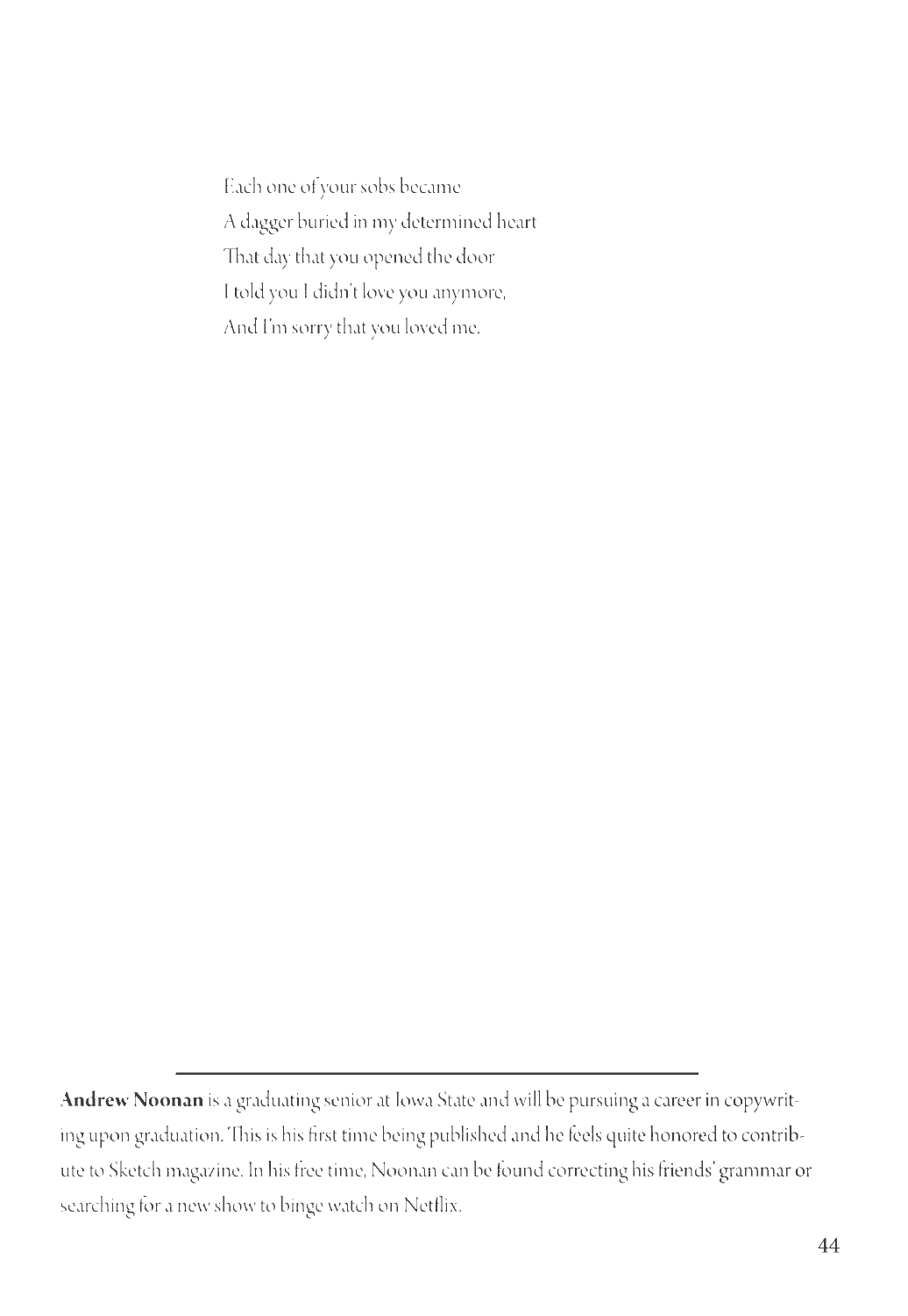Each one of your sobs became  
A dagger buried in my determined heart  
That day that you opened the door  
I told you I didn't love you anymore,  
And I'm sorry that you loved me.

---

**Andrew Noonan** is a graduating senior at Iowa State and will be pursuing a career in copywriting upon graduation. This is his first time being published and he feels quite honored to contribute to Sketch magazine. In his free time, Noonan can be found correcting his friends' grammar or searching for a new show to binge watch on Netflix.